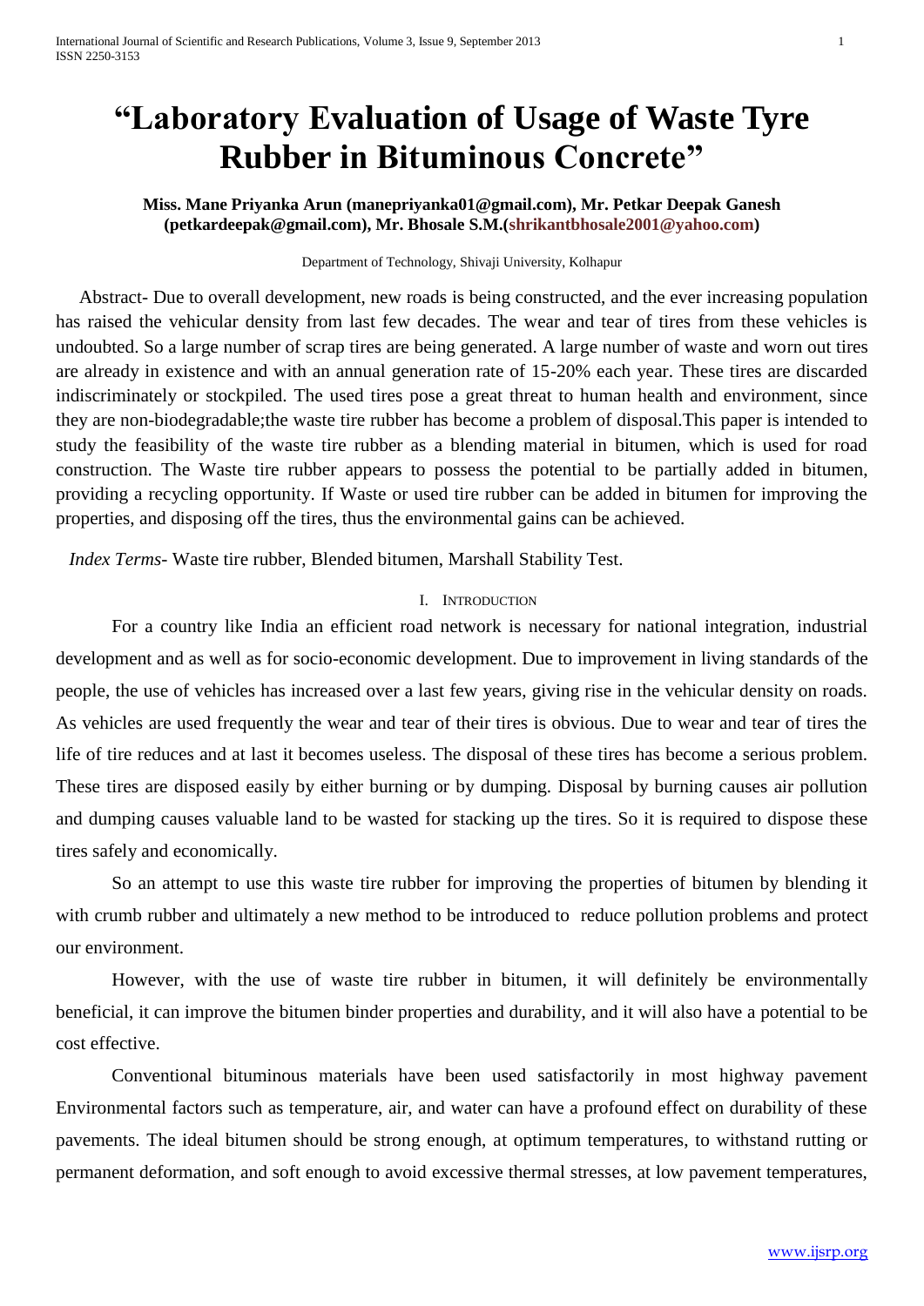# "Laboratory Evaluation of Usage of Waste Tyre Rubber in Bituminous Concrete"

**Miss. Mane Priyanka Arun (manepriyanka01@gmail.com), Mr. Petkar Deepak Ganesh (petkardeepak@gmail.com), Mr. Bhosale S.M.(shrikantbhosale2001@yahoo.com)**

Department of Technology, Shivaji University, Kolhapur

Abstract- Due to overall development, new roads is being constructed, and the ever increasing population has raised the vehicular density from last few decades. The wear and tear of tires from these vehicles is undoubted. So a large number of scrap tires are being generated. A large number of waste and worn out tires are already in existence and with an annual generation rate of 15-20% each year. These tires are discarded indiscriminately or stockpiled. The used tires pose a great threat to human health and environment, since they are non-biodegradable;the waste tire rubber has become a problem of disposal.This paper is intended to study the feasibility of the waste tire rubber as a blending material in bitumen, which is used for road construction. The Waste tire rubber appears to possess the potential to be partially added in bitumen, providing a recycling opportunity. If Waste or used tire rubber can be added in bitumen for improving the properties, and disposing off the tires, thus the environmental gains can be achieved.

*Index Terms*- Waste tire rubber, Blended bitumen, Marshall Stability Test.

## I. Introduction

For a country like India an efficient road network is necessary for national integration, industrial development and as well as for socio-economic development. Due to improvement in living standards of the people, the use of vehicles has increased over a last few years, giving rise in the vehicular density on roads. As vehicles are used frequently the wear and tear of their tires is obvious. Due to wear and tear of tires the life of tire reduces and at last it becomes useless. The disposal of these tires has become a serious problem. These tires are disposed easily by either burning or by dumping. Disposal by burning causes air pollution and dumping causes valuable land to be wasted for stacking up the tires. So it is required to dispose these tires safely and economically.

So an attempt to use this waste tire rubber for improving the properties of bitumen by blending it with crumb rubber and ultimately a new method to be introduced to reduce pollution problems and protect our environment.

However, with the use of waste tire rubber in bitumen, it will definitely be environmentally beneficial, it can improve the bitumen binder properties and durability, and it will also have a potential to be cost effective.

Conventional bituminous materials have been used satisfactorily in most highway pavement Environmental factors such as temperature, air, and water can have a profound effect on durability of these pavements. The ideal bitumen should be strong enough, at optimum temperatures, to withstand rutting or permanent deformation, and soft enough to avoid excessive thermal stresses, at low pavement temperatures,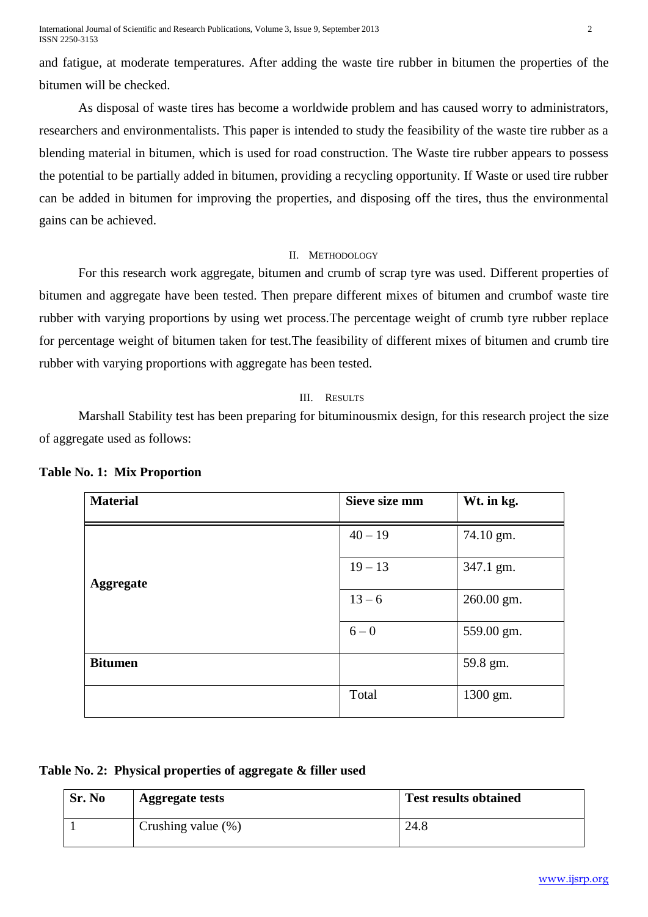and fatigue, at moderate temperatures. After adding the waste tire rubber in bitumen the properties of the bitumen will be checked.

As disposal of waste tires has become a worldwide problem and has caused worry to administrators, researchers and environmentalists. This paper is intended to study the feasibility of the waste tire rubber as a blending material in bitumen, which is used for road construction. The Waste tire rubber appears to possess the potential to be partially added in bitumen, providing a recycling opportunity. If Waste or used tire rubber can be added in bitumen for improving the properties, and disposing off the tires, thus the environmental gains can be achieved.

## II. Methodology

For this research work aggregate, bitumen and crumb of scrap tyre was used. Different properties of bitumen and aggregate have been tested. Then prepare different mixes of bitumen and crumbof waste tire rubber with varying proportions by using wet process.The percentage weight of crumb tyre rubber replace for percentage weight of bitumen taken for test.The feasibility of different mixes of bitumen and crumb tire rubber with varying proportions with aggregate has been tested.

## III. Results

Marshall Stability test has been preparing for bituminousmix design, for this research project the size of aggregate used as follows:

**Table No. 1: Mix Proportion**

| Material | Sieve size mm | Wt. in kg. |
|---|---|---|
| **Aggregate** | 40 – 19 | 74.10 gm. |
| | 19 – 13 | 347.1 gm. |
| | 13 – 6 | 260.00 gm. |
| | 6 – 0 | 559.00 gm. |
| **Bitumen** | | 59.8 gm. |
| | Total | 1300 gm. |

**Table No. 2: Physical properties of aggregate & filler used**

| Sr. No | Aggregate tests | Test results obtained |
|---|---|---|
| 1 | Crushing value (%) | 24.8 |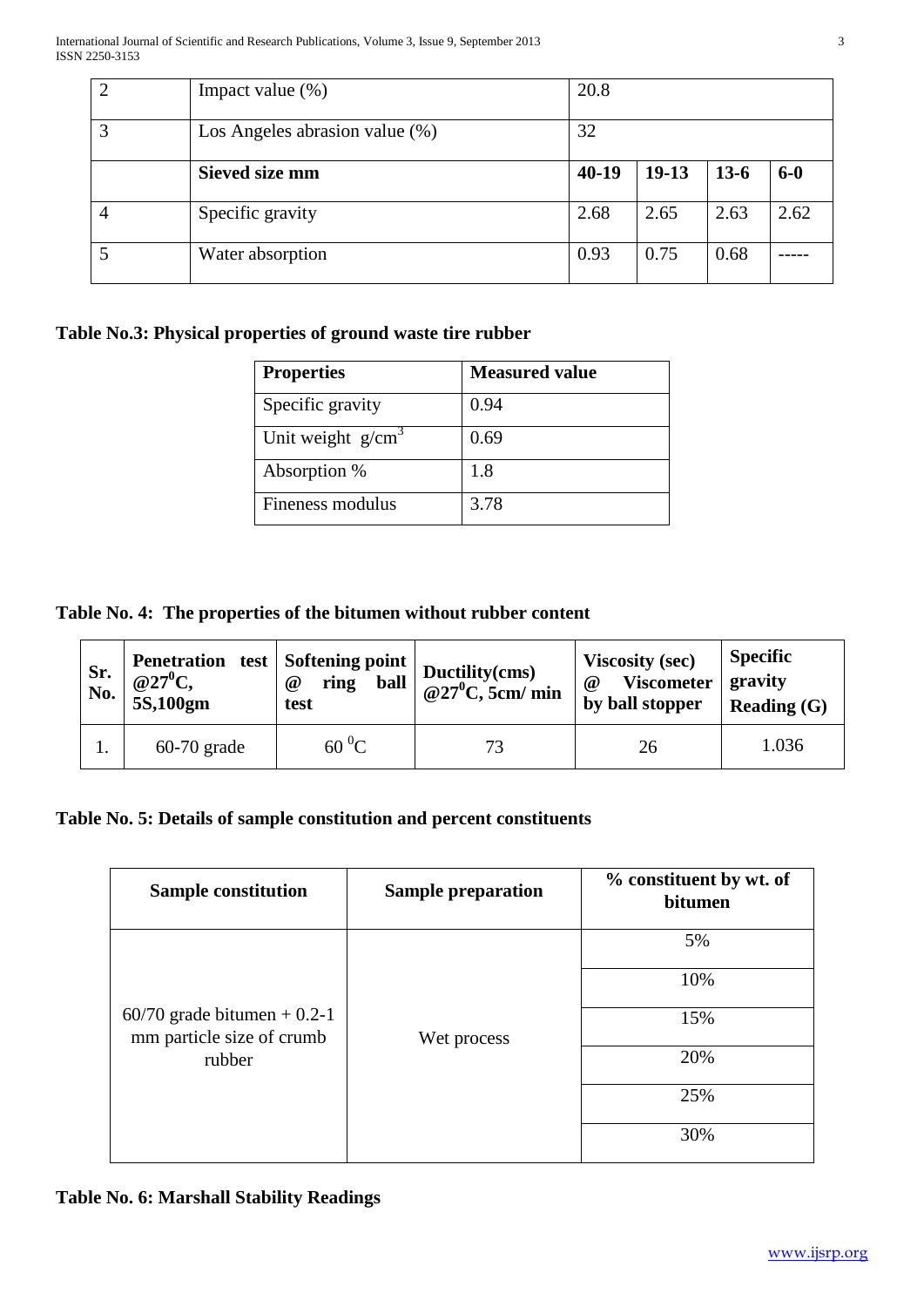| 2 | Impact value (%) | 20.8 | | | |
|---|---|---|---|---|---|
| 3 | Los Angeles abrasion value (%) | 32 | | | |
| | **Sieved size mm** | **40-19** | **19-13** | **13-6** | **6-0** |
| 4 | Specific gravity | 2.68 | 2.65 | 2.63 | 2.62 |
| 5 | Water absorption | 0.93 | 0.75 | 0.68 | ----- |

**Table No.3: Physical properties of ground waste tire rubber**

| Properties | Measured value |
|---|---|
| Specific gravity | 0.94 |
| Unit weight $g/cm^3$ | 0.69 |
| Absorption % | 1.8 |
| Fineness modulus | 3.78 |

**Table No. 4: The properties of the bitumen without rubber content**

| Sr. No. | Penetration test @$27^0$C, 5S,100gm | Softening point @ ring ball test | Ductility(cms) @$27^0$C, 5cm/ min | Viscosity (sec) @ Viscometer by ball stopper | Specific gravity Reading (G) |
|---|---|---|---|---|---|
| 1. | 60-70 grade | 60 $^0$C | 73 | 26 | 1.036 |

**Table No. 5: Details of sample constitution and percent constituents**

| Sample constitution | Sample preparation | % constituent by wt. of bitumen |
|---|---|---|
| 60/70 grade bitumen + 0.2-1 mm particle size of crumb rubber | Wet process | 5% |
| | | 10% |
| | | 15% |
| | | 20% |
| | | 25% |
| | | 30% |

**Table No. 6: Marshall Stability Readings**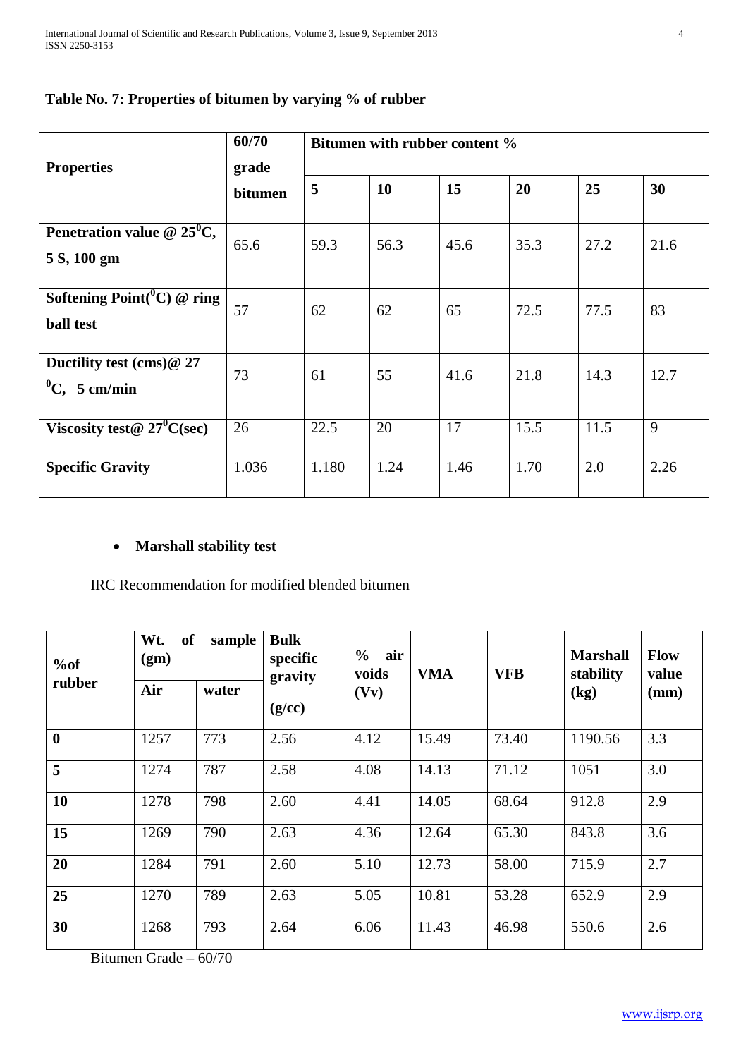**Table No. 7: Properties of bitumen by varying % of rubber**

| Properties | 60/70 grade bitumen | Bitumen with rubber content % | | | | | |
|---|---|---|---|---|---|---|---|
| | | 5 | 10 | 15 | 20 | 25 | 30 |
| Penetration value @ $25^0$C, 5 S, 100 gm | 65.6 | 59.3 | 56.3 | 45.6 | 35.3 | 27.2 | 21.6 |
| Softening Point($^0$C) @ ring ball test | 57 | 62 | 62 | 65 | 72.5 | 77.5 | 83 |
| Ductility test (cms)@ 27 $^0$C, 5 cm/min | 73 | 61 | 55 | 41.6 | 21.8 | 14.3 | 12.7 |
| Viscosity test@ $27^0$C(sec) | 26 | 22.5 | 20 | 17 | 15.5 | 11.5 | 9 |
| Specific Gravity | 1.036 | 1.180 | 1.24 | 1.46 | 1.70 | 2.0 | 2.26 |

- **Marshall stability test**

IRC Recommendation for modified blended bitumen

| %of rubber | Wt. of sample (gm) | | Bulk specific gravity (g/cc) | % air voids (Vv) | VMA | VFB | Marshall stability (kg) | Flow value (mm) |
|---|---|---|---|---|---|---|---|---|
| | Air | water | | | | | | |
| **0** | 1257 | 773 | 2.56 | 4.12 | 15.49 | 73.40 | 1190.56 | 3.3 |
| **5** | 1274 | 787 | 2.58 | 4.08 | 14.13 | 71.12 | 1051 | 3.0 |
| **10** | 1278 | 798 | 2.60 | 4.41 | 14.05 | 68.64 | 912.8 | 2.9 |
| **15** | 1269 | 790 | 2.63 | 4.36 | 12.64 | 65.30 | 843.8 | 3.6 |
| **20** | 1284 | 791 | 2.60 | 5.10 | 12.73 | 58.00 | 715.9 | 2.7 |
| **25** | 1270 | 789 | 2.63 | 5.05 | 10.81 | 53.28 | 652.9 | 2.9 |
| **30** | 1268 | 793 | 2.64 | 6.06 | 11.43 | 46.98 | 550.6 | 2.6 |

Bitumen Grade – 60/70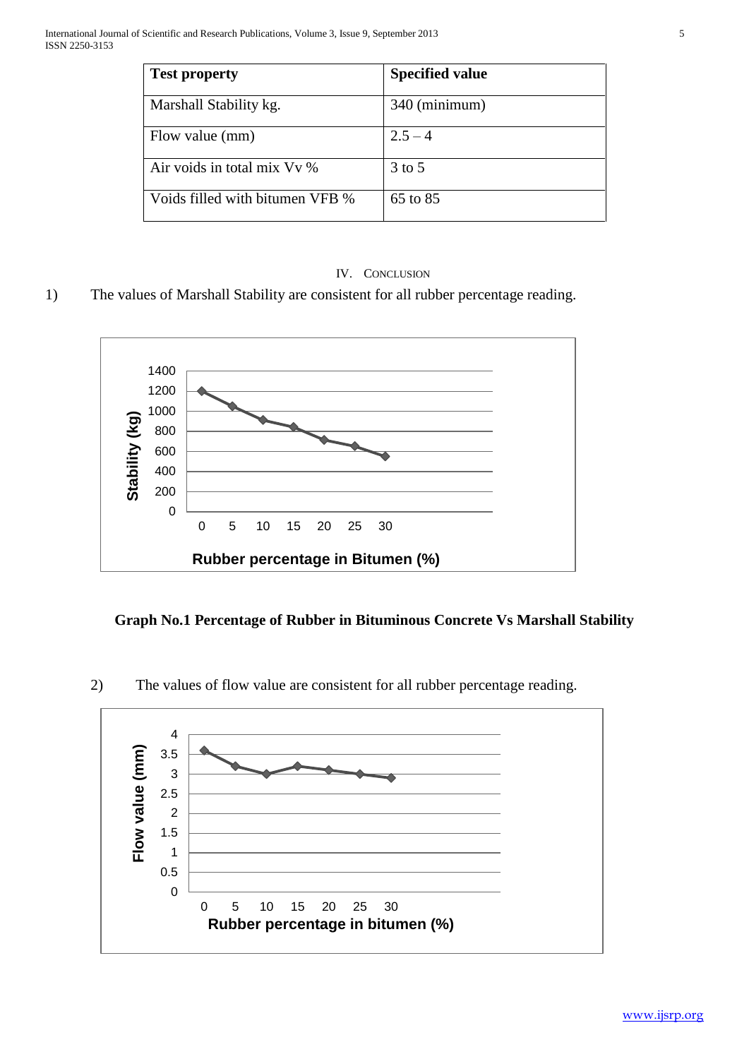| Test property | Specified value |
|---|---|
| Marshall Stability kg. | 340 (minimum) |
| Flow value (mm) | 2.5 – 4 |
| Air voids in total mix Vv % | 3 to 5 |
| Voids filled with bitumen VFB % | 65 to 85 |

## IV. Conclusion

1) The values of Marshall Stability are consistent for all rubber percentage reading.

**Graph No.1 Percentage of Rubber in Bituminous Concrete Vs Marshall Stability**

2) The values of flow value are consistent for all rubber percentage reading.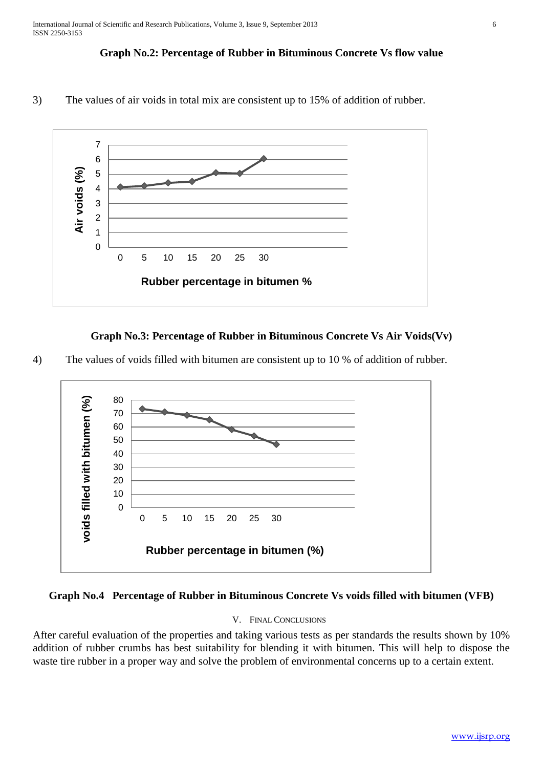**Graph No.2: Percentage of Rubber in Bituminous Concrete Vs flow value**

3) The values of air voids in total mix are consistent up to 15% of addition of rubber.

**Graph No.3: Percentage of Rubber in Bituminous Concrete Vs Air Voids(Vv)**

4) The values of voids filled with bitumen are consistent up to 10 % of addition of rubber.

**Graph No.4 Percentage of Rubber in Bituminous Concrete Vs voids filled with bitumen (VFB)**

## V. Final Conclusions

After careful evaluation of the properties and taking various tests as per standards the results shown by 10% addition of rubber crumbs has best suitability for blending it with bitumen. This will help to dispose the waste tire rubber in a proper way and solve the problem of environmental concerns up to a certain extent.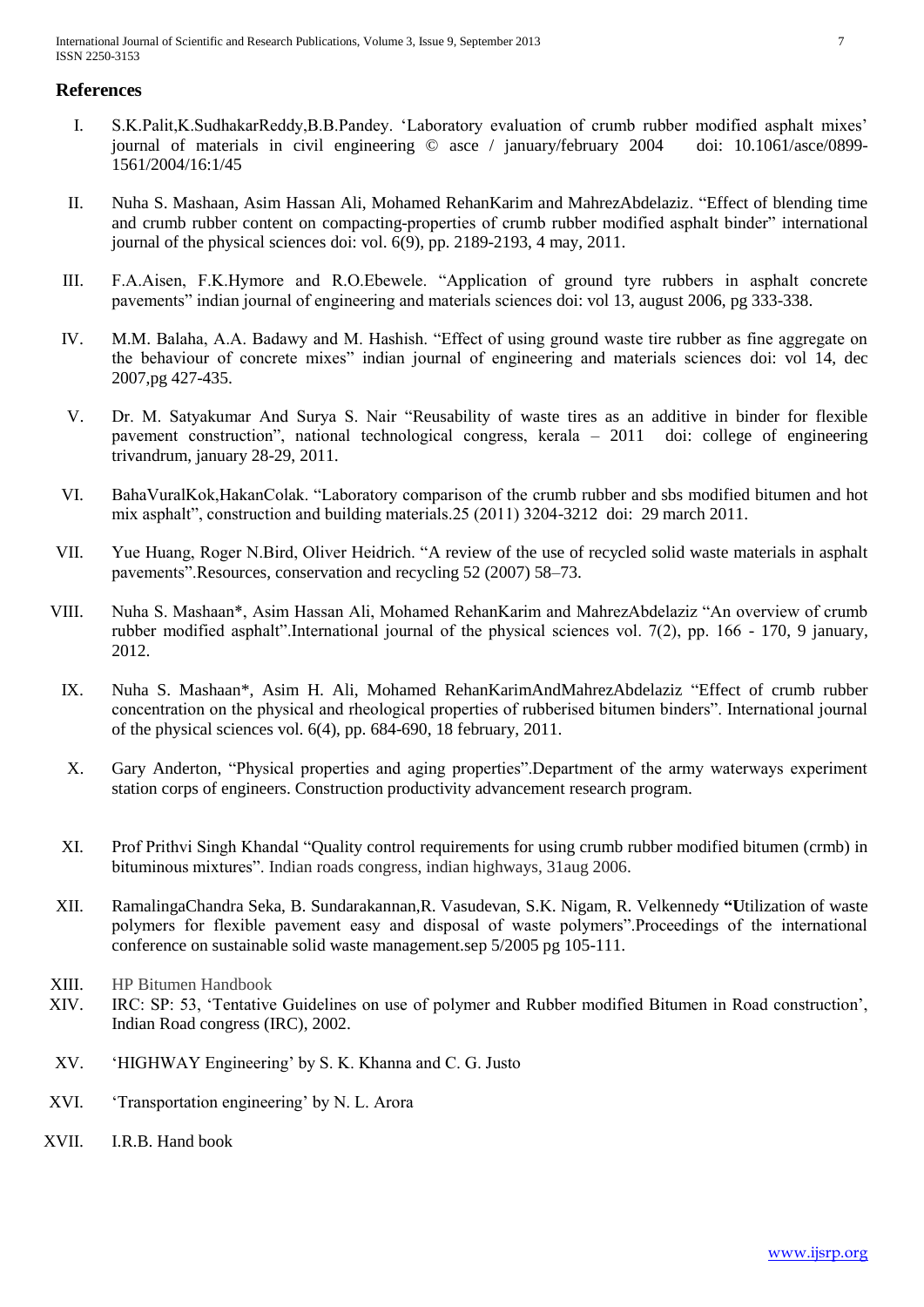## References

I. S.K.Palit,K.SudhakarReddy,B.B.Pandey. 'Laboratory evaluation of crumb rubber modified asphalt mixes' journal of materials in civil engineering © asce / january/february 2004 doi: 10.1061/asce/0899-1561/2004/16:1/45

II. Nuha S. Mashaan, Asim Hassan Ali, Mohamed RehanKarim and MahrezAbdelaziz. "Effect of blending time and crumb rubber content on compacting-properties of crumb rubber modified asphalt binder" international journal of the physical sciences doi: vol. 6(9), pp. 2189-2193, 4 may, 2011.

III. F.A.Aisen, F.K.Hymore and R.O.Ebewele. "Application of ground tyre rubbers in asphalt concrete pavements" indian journal of engineering and materials sciences doi: vol 13, august 2006, pg 333-338.

IV. M.M. Balaha, A.A. Badawy and M. Hashish. "Effect of using ground waste tire rubber as fine aggregate on the behaviour of concrete mixes" indian journal of engineering and materials sciences doi: vol 14, dec 2007,pg 427-435.

V. Dr. M. Satyakumar And Surya S. Nair "Reusability of waste tires as an additive in binder for flexible pavement construction", national technological congress, kerala – 2011 doi: college of engineering trivandrum, january 28-29, 2011.

VI. BahaVuralKok,HakanColak. "Laboratory comparison of the crumb rubber and sbs modified bitumen and hot mix asphalt", construction and building materials.25 (2011) 3204-3212 doi: 29 march 2011.

VII. Yue Huang, Roger N.Bird, Oliver Heidrich. "A review of the use of recycled solid waste materials in asphalt pavements".Resources, conservation and recycling 52 (2007) 58–73.

VIII. Nuha S. Mashaan*, Asim Hassan Ali, Mohamed RehanKarim and MahrezAbdelaziz "An overview of crumb rubber modified asphalt".International journal of the physical sciences vol. 7(2), pp. 166 - 170, 9 january, 2012.

IX. Nuha S. Mashaan*, Asim H. Ali, Mohamed RehanKarimAndMahrezAbdelaziz "Effect of crumb rubber concentration on the physical and rheological properties of rubberised bitumen binders". International journal of the physical sciences vol. 6(4), pp. 684-690, 18 february, 2011.

X. Gary Anderton, "Physical properties and aging properties".Department of the army waterways experiment station corps of engineers. Construction productivity advancement research program.

XI. Prof Prithvi Singh Khandal "Quality control requirements for using crumb rubber modified bitumen (crmb) in bituminous mixtures". Indian roads congress, indian highways, 31aug 2006.

XII. RamalingaChandra Seka, B. Sundarakannan,R. Vasudevan, S.K. Nigam, R. Velkennedy **"U**tilization of waste polymers for flexible pavement easy and disposal of waste polymers".Proceedings of the international conference on sustainable solid waste management.sep 5/2005 pg 105-111.

XIII. HP Bitumen Handbook

XIV. IRC: SP: 53, 'Tentative Guidelines on use of polymer and Rubber modified Bitumen in Road construction', Indian Road congress (IRC), 2002.

XV. 'HIGHWAY Engineering' by S. K. Khanna and C. G. Justo

XVI. 'Transportation engineering' by N. L. Arora

XVII. I.R.B. Hand book